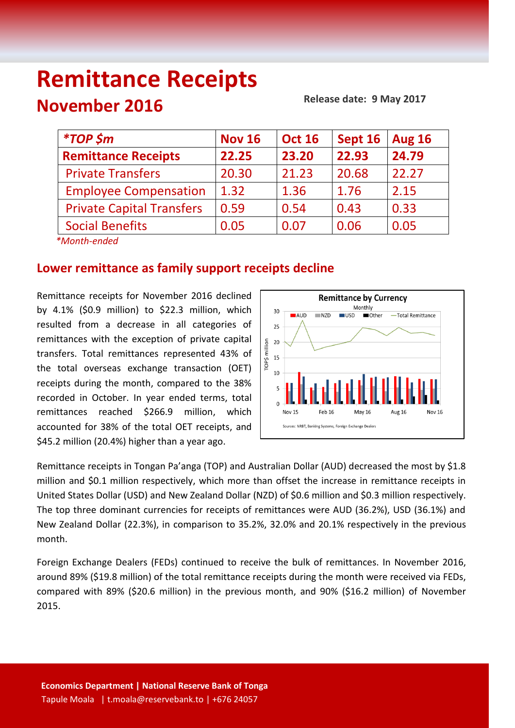# Remittance Receipts

## November 2016

**Release date: 9 May 2017**

| *TOP $m | Nov 16 | Oct 16 | Sept 16 | Aug 16 |
|---|---|---|---|---|
| **Remittance Receipts** | **22.25** | **23.20** | **22.93** | **24.79** |
| Private Transfers | 20.30 | 21.23 | 20.68 | 22.27 |
| Employee Compensation | 1.32 | 1.36 | 1.76 | 2.15 |
| Private Capital Transfers | 0.59 | 0.54 | 0.43 | 0.33 |
| Social Benefits | 0.05 | 0.07 | 0.06 | 0.05 |

*Month-ended

## Lower remittance as family support receipts decline

Remittance receipts for November 2016 declined by 4.1% ($0.9 million) to $22.3 million, which resulted from a decrease in all categories of remittances with the exception of private capital transfers. Total remittances represented 43% of the total overseas exchange transaction (OET) receipts during the month, compared to the 38% recorded in October. In year ended terms, total remittances reached $266.9 million, which accounted for 38% of the total OET receipts, and $45.2 million (20.4%) higher than a year ago.

Remittance receipts in Tongan Pa'anga (TOP) and Australian Dollar (AUD) decreased the most by $1.8 million and $0.1 million respectively, which more than offset the increase in remittance receipts in United States Dollar (USD) and New Zealand Dollar (NZD) of $0.6 million and $0.3 million respectively. The top three dominant currencies for receipts of remittances were AUD (36.2%), USD (36.1%) and New Zealand Dollar (22.3%), in comparison to 35.2%, 32.0% and 20.1% respectively in the previous month.

Foreign Exchange Dealers (FEDs) continued to receive the bulk of remittances. In November 2016, around 89% ($19.8 million) of the total remittance receipts during the month were received via FEDs, compared with 89% ($20.6 million) in the previous month, and 90% ($16.2 million) of November 2015.

**Economics Department | National Reserve Bank of Tonga**
Tapule Moala | t.moala@reservebank.to | +676 24057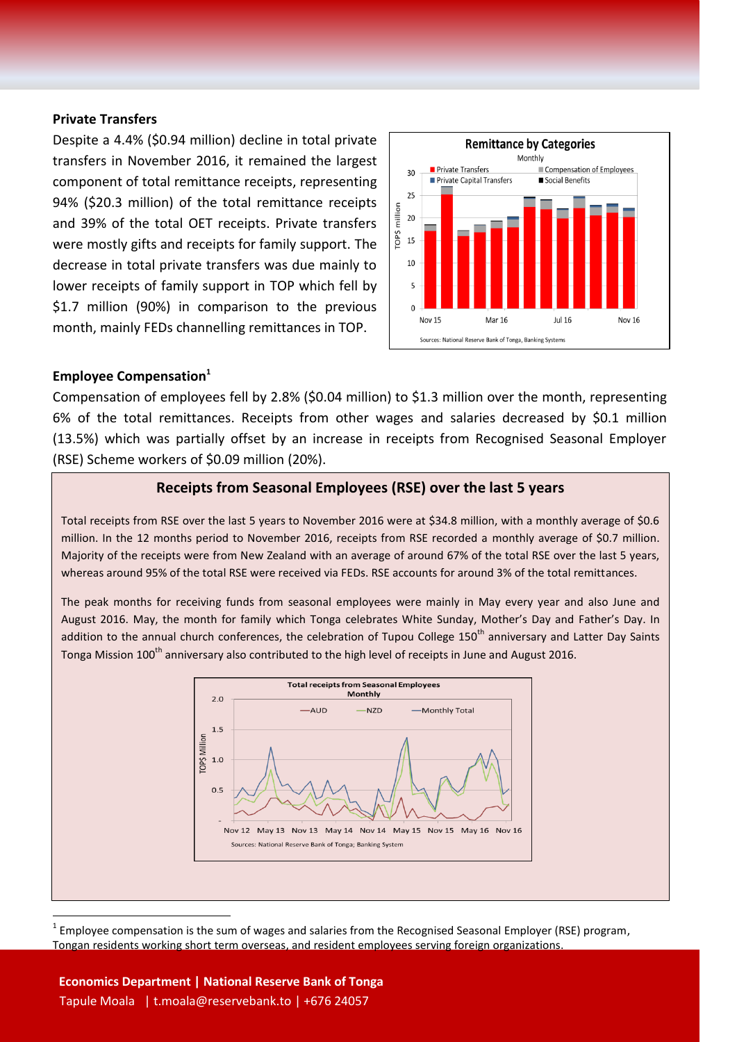## Private Transfers

Despite a 4.4% ($0.94 million) decline in total private transfers in November 2016, it remained the largest component of total remittance receipts, representing 94% ($20.3 million) of the total remittance receipts and 39% of the total OET receipts. Private transfers were mostly gifts and receipts for family support. The decrease in total private transfers was due mainly to lower receipts of family support in TOP which fell by $1.7 million (90%) in comparison to the previous month, mainly FEDs channelling remittances in TOP.

**Remittance by Categories**
Monthly

Sources: National Reserve Bank of Tonga, Banking Systems

## Employee Compensation[1]

Compensation of employees fell by 2.8% ($0.04 million) to $1.3 million over the month, representing 6% of the total remittances. Receipts from other wages and salaries decreased by $0.1 million (13.5%) which was partially offset by an increase in receipts from Recognised Seasonal Employer (RSE) Scheme workers of $0.09 million (20%).

### Receipts from Seasonal Employees (RSE) over the last 5 years

Total receipts from RSE over the last 5 years to November 2016 were at $34.8 million, with a monthly average of $0.6 million. In the 12 months period to November 2016, receipts from RSE recorded a monthly average of $0.7 million. Majority of the receipts were from New Zealand with an average of around 67% of the total RSE over the last 5 years, whereas around 95% of the total RSE were received via FEDs. RSE accounts for around 3% of the total remittances.

The peak months for receiving funds from seasonal employees were mainly in May every year and also June and August 2016. May, the month for family which Tonga celebrates White Sunday, Mother's Day and Father's Day. In addition to the annual church conferences, the celebration of Tupou College 150th anniversary and Latter Day Saints Tonga Mission 100th anniversary also contributed to the high level of receipts in June and August 2016.

**Total receipts from Seasonal Employees**
Monthly

Sources: National Reserve Bank of Tonga; Banking System

[1] Employee compensation is the sum of wages and salaries from the Recognised Seasonal Employer (RSE) program, Tongan residents working short term overseas, and resident employees serving foreign organizations.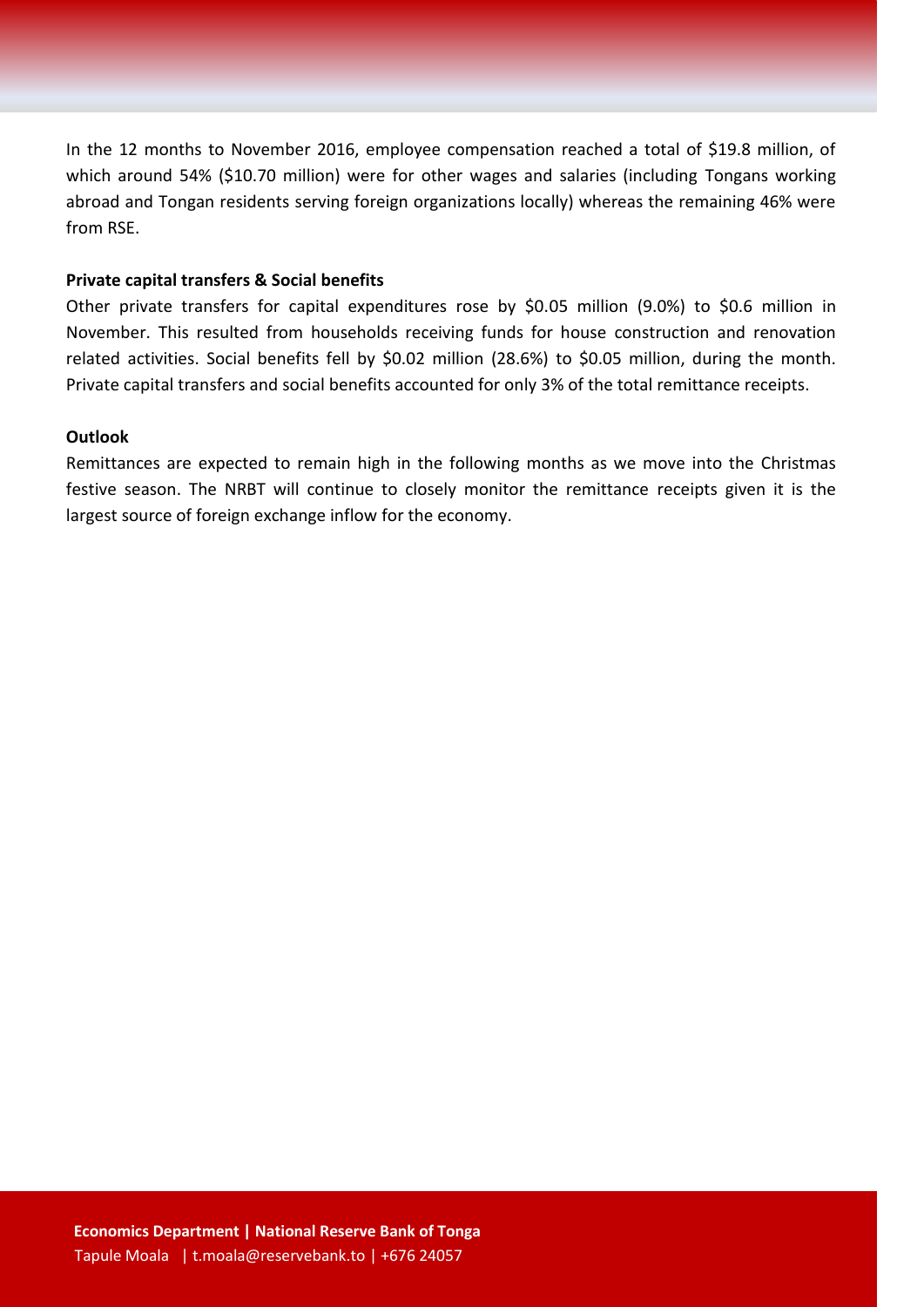In the 12 months to November 2016, employee compensation reached a total of $19.8 million, of which around 54% ($10.70 million) were for other wages and salaries (including Tongans working abroad and Tongan residents serving foreign organizations locally) whereas the remaining 46% were from RSE.

**Private capital transfers & Social benefits**

Other private transfers for capital expenditures rose by $0.05 million (9.0%) to $0.6 million in November. This resulted from households receiving funds for house construction and renovation related activities. Social benefits fell by $0.02 million (28.6%) to $0.05 million, during the month. Private capital transfers and social benefits accounted for only 3% of the total remittance receipts.

**Outlook**

Remittances are expected to remain high in the following months as we move into the Christmas festive season. The NRBT will continue to closely monitor the remittance receipts given it is the largest source of foreign exchange inflow for the economy.

**Economics Department | National Reserve Bank of Tonga**

Tapule Moala | t.moala@reservebank.to | +676 24057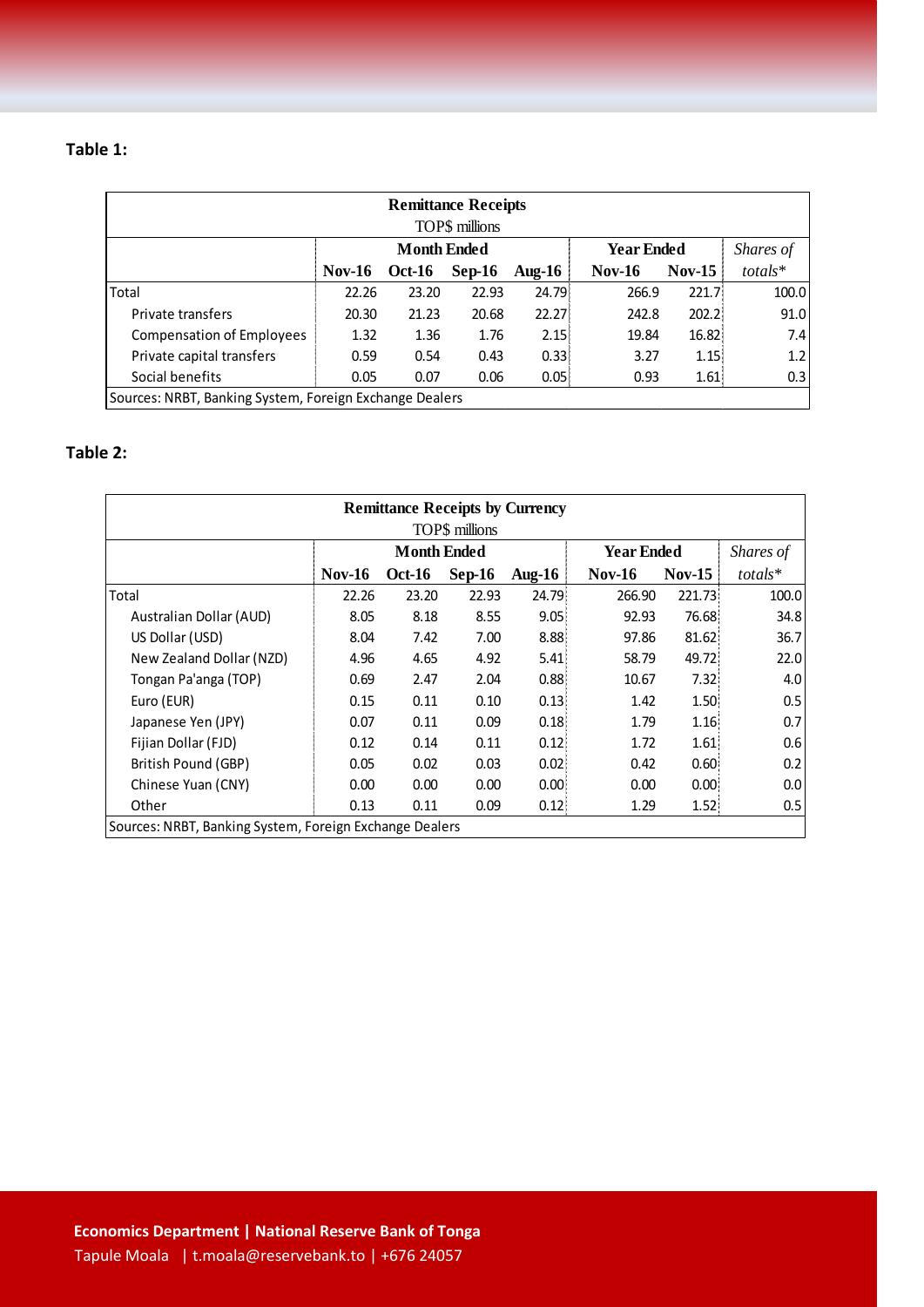**Table 1:**

| Remittance Receipts TOP$ millions | Month Ended | | | | Year Ended | | *Shares of* |
|---|---|---|---|---|---|---|---|
| | Nov-16 | Oct-16 | Sep-16 | Aug-16 | Nov-16 | Nov-15 | *totals** |
| Total | 22.26 | 23.20 | 22.93 | 24.79 | 266.9 | 221.7 | 100.0 |
| Private transfers | 20.30 | 21.23 | 20.68 | 22.27 | 242.8 | 202.2 | 91.0 |
| Compensation of Employees | 1.32 | 1.36 | 1.76 | 2.15 | 19.84 | 16.82 | 7.4 |
| Private capital transfers | 0.59 | 0.54 | 0.43 | 0.33 | 3.27 | 1.15 | 1.2 |
| Social benefits | 0.05 | 0.07 | 0.06 | 0.05 | 0.93 | 1.61 | 0.3 |

Sources: NRBT, Banking System, Foreign Exchange Dealers

**Table 2:**

| Remittance Receipts by Currency TOP$ millions | Month Ended | | | | Year Ended | | *Shares of* |
|---|---|---|---|---|---|---|---|
| | Nov-16 | Oct-16 | Sep-16 | Aug-16 | Nov-16 | Nov-15 | *totals** |
| Total | 22.26 | 23.20 | 22.93 | 24.79 | 266.90 | 221.73 | 100.0 |
| Australian Dollar (AUD) | 8.05 | 8.18 | 8.55 | 9.05 | 92.93 | 76.68 | 34.8 |
| US Dollar (USD) | 8.04 | 7.42 | 7.00 | 8.88 | 97.86 | 81.62 | 36.7 |
| New Zealand Dollar (NZD) | 4.96 | 4.65 | 4.92 | 5.41 | 58.79 | 49.72 | 22.0 |
| Tongan Pa'anga (TOP) | 0.69 | 2.47 | 2.04 | 0.88 | 10.67 | 7.32 | 4.0 |
| Euro (EUR) | 0.15 | 0.11 | 0.10 | 0.13 | 1.42 | 1.50 | 0.5 |
| Japanese Yen (JPY) | 0.07 | 0.11 | 0.09 | 0.18 | 1.79 | 1.16 | 0.7 |
| Fijian Dollar (FJD) | 0.12 | 0.14 | 0.11 | 0.12 | 1.72 | 1.61 | 0.6 |
| British Pound (GBP) | 0.05 | 0.02 | 0.03 | 0.02 | 0.42 | 0.60 | 0.2 |
| Chinese Yuan (CNY) | 0.00 | 0.00 | 0.00 | 0.00 | 0.00 | 0.00 | 0.0 |
| Other | 0.13 | 0.11 | 0.09 | 0.12 | 1.29 | 1.52 | 0.5 |

Sources: NRBT, Banking System, Foreign Exchange Dealers

**Economics Department | National Reserve Bank of Tonga**
Tapule Moala | t.moala@reservebank.to | +676 24057